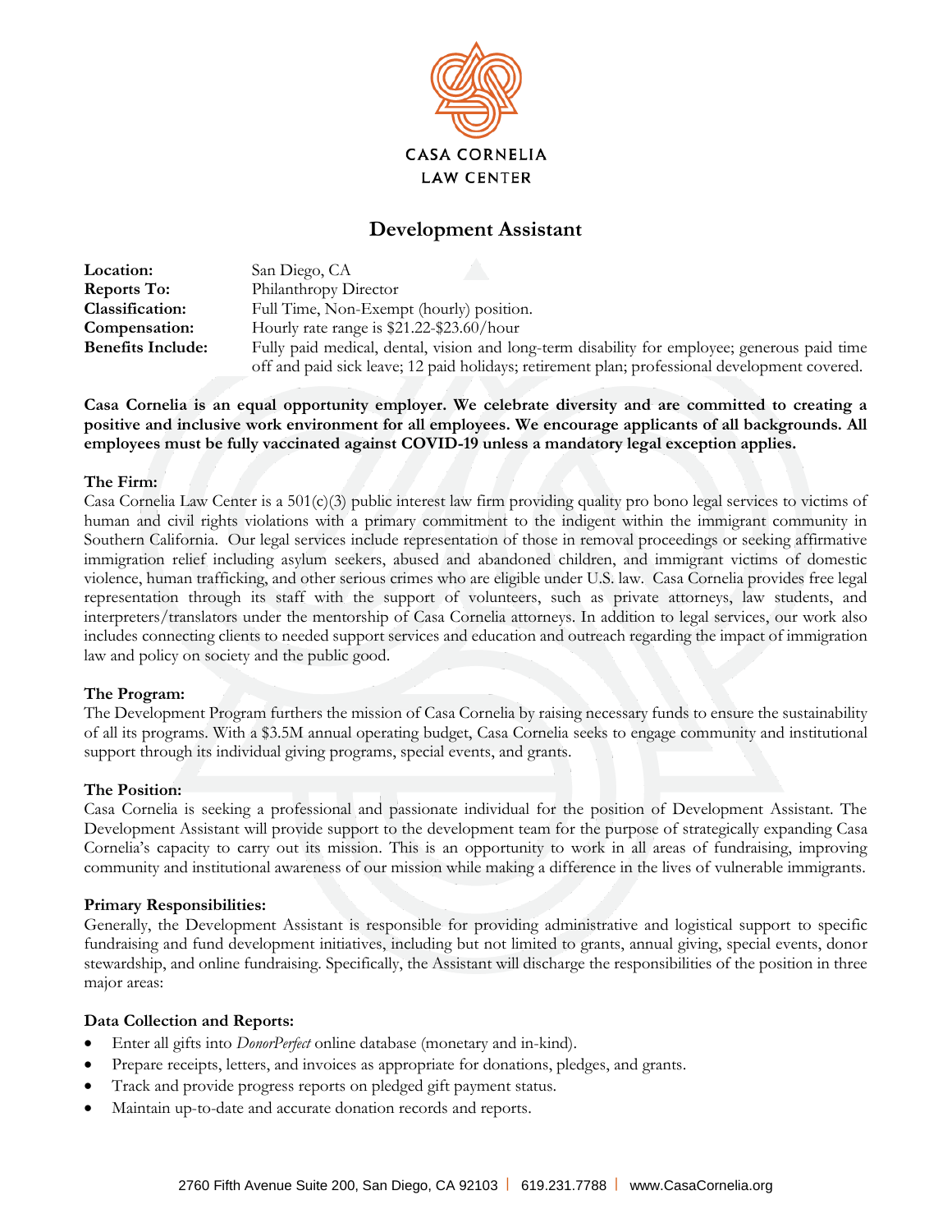CASA CORNELIA
LAW CENTER

# Development Assistant

**Location:** San Diego, CA
**Reports To:** Philanthropy Director
**Classification:** Full Time, Non-Exempt (hourly) position.
**Compensation:** Hourly rate range is $21.22-$23.60/hour
**Benefits Include:** Fully paid medical, dental, vision and long-term disability for employee; generous paid time off and paid sick leave; 12 paid holidays; retirement plan; professional development covered.

**Casa Cornelia is an equal opportunity employer. We celebrate diversity and are committed to creating a positive and inclusive work environment for all employees. We encourage applicants of all backgrounds. All employees must be fully vaccinated against COVID-19 unless a mandatory legal exception applies.**

**The Firm:**
Casa Cornelia Law Center is a 501(c)(3) public interest law firm providing quality pro bono legal services to victims of human and civil rights violations with a primary commitment to the indigent within the immigrant community in Southern California. Our legal services include representation of those in removal proceedings or seeking affirmative immigration relief including asylum seekers, abused and abandoned children, and immigrant victims of domestic violence, human trafficking, and other serious crimes who are eligible under U.S. law. Casa Cornelia provides free legal representation through its staff with the support of volunteers, such as private attorneys, law students, and interpreters/translators under the mentorship of Casa Cornelia attorneys. In addition to legal services, our work also includes connecting clients to needed support services and education and outreach regarding the impact of immigration law and policy on society and the public good.

**The Program:**
The Development Program furthers the mission of Casa Cornelia by raising necessary funds to ensure the sustainability of all its programs. With a $3.5M annual operating budget, Casa Cornelia seeks to engage community and institutional support through its individual giving programs, special events, and grants.

**The Position:**
Casa Cornelia is seeking a professional and passionate individual for the position of Development Assistant. The Development Assistant will provide support to the development team for the purpose of strategically expanding Casa Cornelia's capacity to carry out its mission. This is an opportunity to work in all areas of fundraising, improving community and institutional awareness of our mission while making a difference in the lives of vulnerable immigrants.

**Primary Responsibilities:**
Generally, the Development Assistant is responsible for providing administrative and logistical support to specific fundraising and fund development initiatives, including but not limited to grants, annual giving, special events, donor stewardship, and online fundraising. Specifically, the Assistant will discharge the responsibilities of the position in three major areas:

**Data Collection and Reports:**

- Enter all gifts into *DonorPerfect* online database (monetary and in-kind).
- Prepare receipts, letters, and invoices as appropriate for donations, pledges, and grants.
- Track and provide progress reports on pledged gift payment status.
- Maintain up-to-date and accurate donation records and reports.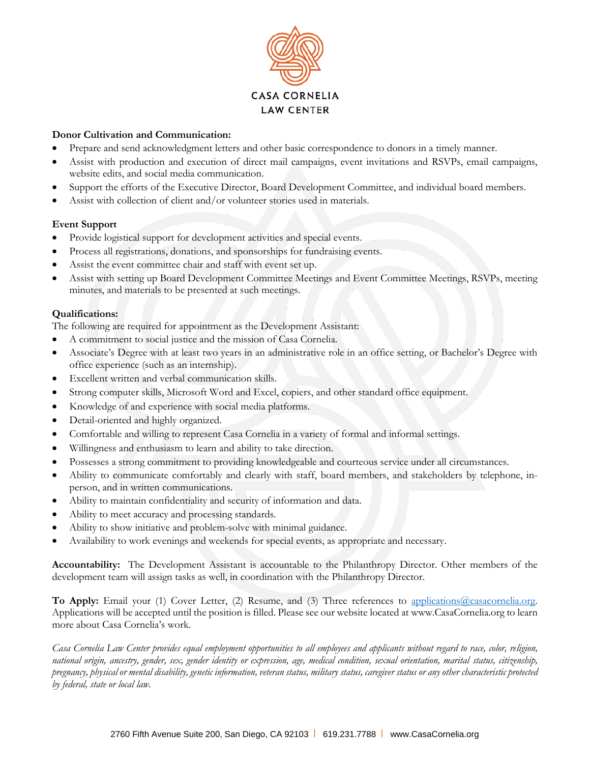**Donor Cultivation and Communication:**

- Prepare and send acknowledgment letters and other basic correspondence to donors in a timely manner.
- Assist with production and execution of direct mail campaigns, event invitations and RSVPs, email campaigns, website edits, and social media communication.
- Support the efforts of the Executive Director, Board Development Committee, and individual board members.
- Assist with collection of client and/or volunteer stories used in materials.

**Event Support**

- Provide logistical support for development activities and special events.
- Process all registrations, donations, and sponsorships for fundraising events.
- Assist the event committee chair and staff with event set up.
- Assist with setting up Board Development Committee Meetings and Event Committee Meetings, RSVPs, meeting minutes, and materials to be presented at such meetings.

**Qualifications:**

The following are required for appointment as the Development Assistant:

- A commitment to social justice and the mission of Casa Cornelia.
- Associate's Degree with at least two years in an administrative role in an office setting, or Bachelor's Degree with office experience (such as an internship).
- Excellent written and verbal communication skills.
- Strong computer skills, Microsoft Word and Excel, copiers, and other standard office equipment.
- Knowledge of and experience with social media platforms.
- Detail-oriented and highly organized.
- Comfortable and willing to represent Casa Cornelia in a variety of formal and informal settings.
- Willingness and enthusiasm to learn and ability to take direction.
- Possesses a strong commitment to providing knowledgeable and courteous service under all circumstances.
- Ability to communicate comfortably and clearly with staff, board members, and stakeholders by telephone, in-person, and in written communications.
- Ability to maintain confidentiality and security of information and data.
- Ability to meet accuracy and processing standards.
- Ability to show initiative and problem-solve with minimal guidance.
- Availability to work evenings and weekends for special events, as appropriate and necessary.

**Accountability:** The Development Assistant is accountable to the Philanthropy Director. Other members of the development team will assign tasks as well, in coordination with the Philanthropy Director.

**To Apply:** Email your (1) Cover Letter, (2) Resume, and (3) Three references to applications@casacornelia.org. Applications will be accepted until the position is filled. Please see our website located at www.CasaCornelia.org to learn more about Casa Cornelia's work.

*Casa Cornelia Law Center provides equal employment opportunities to all employees and applicants without regard to race, color, religion, national origin, ancestry, gender, sex, gender identity or expression, age, medical condition, sexual orientation, marital status, citizenship, pregnancy, physical or mental disability, genetic information, veteran status, military status, caregiver status or any other characteristic protected by federal, state or local law.*